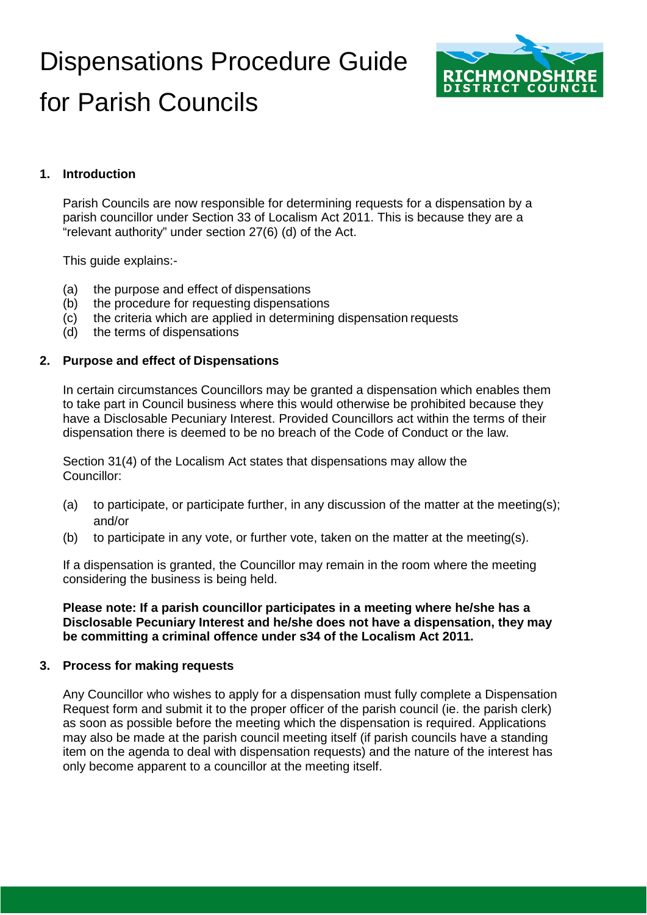# Dispensations Procedure Guide for Parish Councils

## 1. Introduction

Parish Councils are now responsible for determining requests for a dispensation by a parish councillor under Section 33 of Localism Act 2011. This is because they are a "relevant authority" under section 27(6) (d) of the Act.

This guide explains:-

(a) the purpose and effect of dispensations
(b) the procedure for requesting dispensations
(c) the criteria which are applied in determining dispensation requests
(d) the terms of dispensations

## 2. Purpose and effect of Dispensations

In certain circumstances Councillors may be granted a dispensation which enables them to take part in Council business where this would otherwise be prohibited because they have a Disclosable Pecuniary Interest. Provided Councillors act within the terms of their dispensation there is deemed to be no breach of the Code of Conduct or the law.

Section 31(4) of the Localism Act states that dispensations may allow the Councillor:

(a) to participate, or participate further, in any discussion of the matter at the meeting(s); and/or
(b) to participate in any vote, or further vote, taken on the matter at the meeting(s).

If a dispensation is granted, the Councillor may remain in the room where the meeting considering the business is being held.

**Please note: If a parish councillor participates in a meeting where he/she has a Disclosable Pecuniary Interest and he/she does not have a dispensation, they may be committing a criminal offence under s34 of the Localism Act 2011.**

## 3. Process for making requests

Any Councillor who wishes to apply for a dispensation must fully complete a Dispensation Request form and submit it to the proper officer of the parish council (ie. the parish clerk) as soon as possible before the meeting which the dispensation is required. Applications may also be made at the parish council meeting itself (if parish councils have a standing item on the agenda to deal with dispensation requests) and the nature of the interest has only become apparent to a councillor at the meeting itself.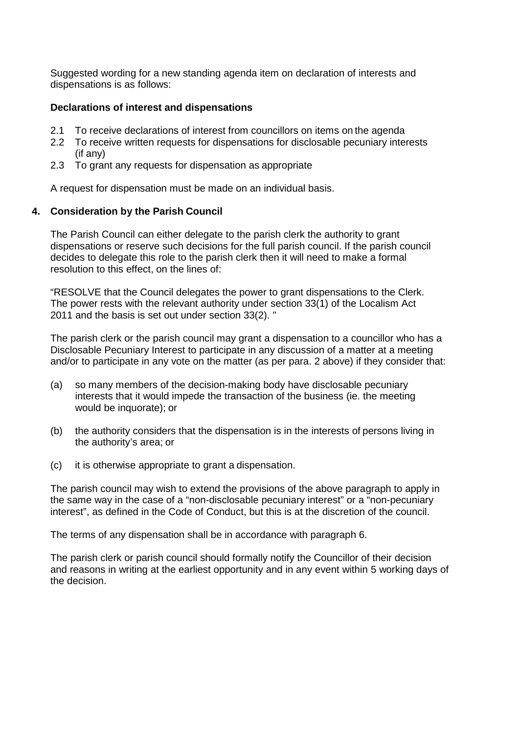Suggested wording for a new standing agenda item on declaration of interests and dispensations is as follows:

**Declarations of interest and dispensations**

2.1 To receive declarations of interest from councillors on items on the agenda
2.2 To receive written requests for dispensations for disclosable pecuniary interests (if any)
2.3 To grant any requests for dispensation as appropriate

A request for dispensation must be made on an individual basis.

## 4. Consideration by the Parish Council

The Parish Council can either delegate to the parish clerk the authority to grant dispensations or reserve such decisions for the full parish council. If the parish council decides to delegate this role to the parish clerk then it will need to make a formal resolution to this effect, on the lines of:

"RESOLVE that the Council delegates the power to grant dispensations to the Clerk. The power rests with the relevant authority under section 33(1) of the Localism Act 2011 and the basis is set out under section 33(2). "

The parish clerk or the parish council may grant a dispensation to a councillor who has a Disclosable Pecuniary Interest to participate in any discussion of a matter at a meeting and/or to participate in any vote on the matter (as per para. 2 above) if they consider that:

(a) so many members of the decision-making body have disclosable pecuniary interests that it would impede the transaction of the business (ie. the meeting would be inquorate); or

(b) the authority considers that the dispensation is in the interests of persons living in the authority's area; or

(c) it is otherwise appropriate to grant a dispensation.

The parish council may wish to extend the provisions of the above paragraph to apply in the same way in the case of a "non-disclosable pecuniary interest" or a "non-pecuniary interest", as defined in the Code of Conduct, but this is at the discretion of the council.

The terms of any dispensation shall be in accordance with paragraph 6.

The parish clerk or parish council should formally notify the Councillor of their decision and reasons in writing at the earliest opportunity and in any event within 5 working days of the decision.